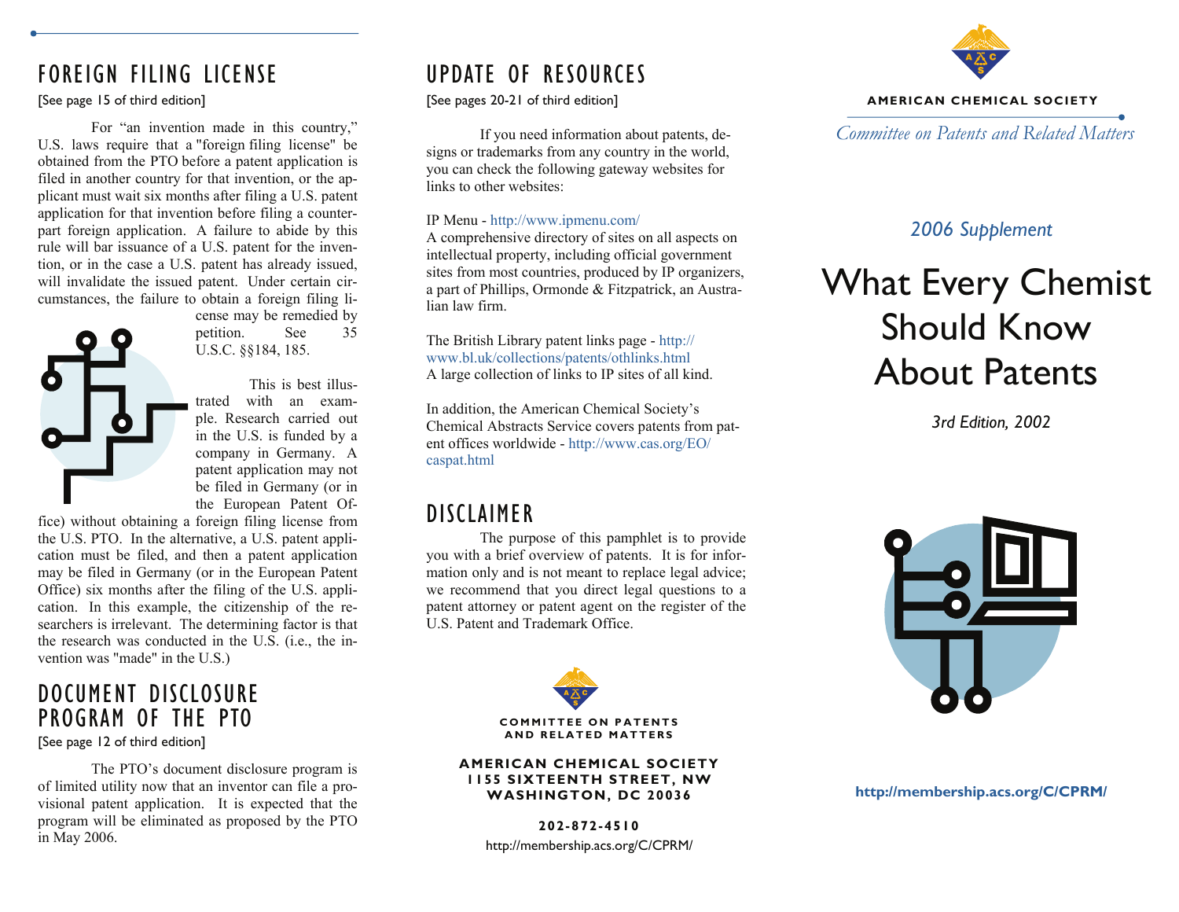## FOREIGN FILING LICENSE

[See page 15 of third edition]

For "an invention made in this country," U.S. laws require that a "foreign filing license" be obtained from the PTO before a patent application is filed in another country for that invention, or the applicant must wait six months after filing a U.S. patent application for that invention before filing a counterpart foreign application. A failure to abide by this rule will bar issuance of a U.S. patent for the invention, or in the case a U.S. patent has already issued, will invalidate the issued patent. Under certain circumstances, the failure to obtain a foreign filing license may be remedied by petition. See 35 U.S.C. §§184, 185.

This is best illustrated with an example. Research carried out in the U.S. is funded by a company in Germany. A patent application may not be filed in Germany (or in the European Patent Office) without obtaining a foreign filing license from the U.S. PTO. In the alternative, a U.S. patent application must be filed, and then a patent application may be filed in Germany (or in the European Patent Office) six months after the filing of the U.S. application. In this example, the citizenship of the researchers is irrelevant. The determining factor is that the research was conducted in the U.S. (i.e., the invention was "made" in the U.S.)

## DOCUMENT DISCLOSURE PROGRAM OF THE PTO

[See page 12 of third edition]

The PTO's document disclosure program is of limited utility now that an inventor can file a provisional patent application. It is expected that the program will be eliminated as proposed by the PTO in May 2006.

## UPDATE OF RESOURCES

[See pages 20-21 of third edition]

If you need information about patents, designs or trademarks from any country in the world, you can check the following gateway websites for links to other websites:

IP Menu - http://www.ipmenu.com/
A comprehensive directory of sites on all aspects on intellectual property, including official government sites from most countries, produced by IP organizers, a part of Phillips, Ormonde & Fitzpatrick, an Australian law firm.

The British Library patent links page - http://www.bl.uk/collections/patents/othlinks.html
A large collection of links to IP sites of all kind.

In addition, the American Chemical Society's Chemical Abstracts Service covers patents from patent offices worldwide - http://www.cas.org/EO/caspat.html

## DISCLAIMER

The purpose of this pamphlet is to provide you with a brief overview of patents. It is for information only and is not meant to replace legal advice; we recommend that you direct legal questions to a patent attorney or patent agent on the register of the U.S. Patent and Trademark Office.

**COMMITTEE ON PATENTS AND RELATED MATTERS**

**AMERICAN CHEMICAL SOCIETY**
**1155 SIXTEENTH STREET, NW**
**WASHINGTON, DC 20036**

**202-872-4510**

http://membership.acs.org/C/CPRM/

**AMERICAN CHEMICAL SOCIETY**

*Committee on Patents and Related Matters*

*2006 Supplement*

# What Every Chemist Should Know About Patents

*3rd Edition, 2002*

**http://membership.acs.org/C/CPRM/**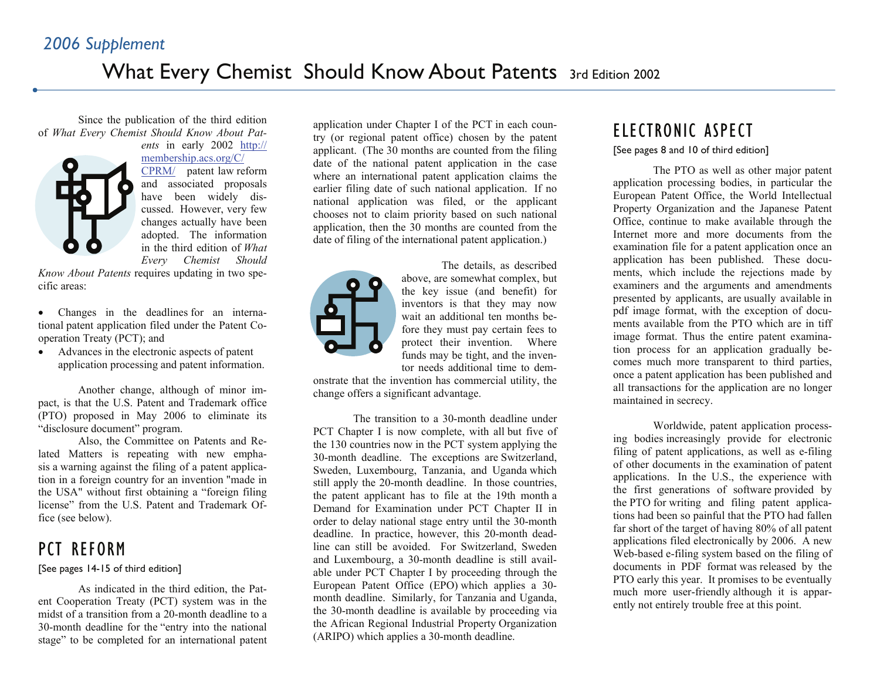*2006 Supplement*

# What Every Chemist Should Know About Patents 3rd Edition 2002

Since the publication of the third edition of *What Every Chemist Should Know About Patents* in early 2002 http://membership.acs.org/C/CPRM/ patent law reform and associated proposals have been widely discussed. However, very few changes actually have been adopted. The information in the third edition of *What Every Chemist Should Know About Patents* requires updating in two specific areas:

- Changes in the deadlines for an international patent application filed under the Patent Cooperation Treaty (PCT); and
- Advances in the electronic aspects of patent application processing and patent information.

Another change, although of minor impact, is that the U.S. Patent and Trademark office (PTO) proposed in May 2006 to eliminate its "disclosure document" program.

Also, the Committee on Patents and Related Matters is repeating with new emphasis a warning against the filing of a patent application in a foreign country for an invention "made in the USA" without first obtaining a "foreign filing license" from the U.S. Patent and Trademark Office (see below).

## PCT REFORM

[See pages 14-15 of third edition]

As indicated in the third edition, the Patent Cooperation Treaty (PCT) system was in the midst of a transition from a 20-month deadline to a 30-month deadline for the "entry into the national stage" to be completed for an international patent application under Chapter I of the PCT in each country (or regional patent office) chosen by the patent applicant. (The 30 months are counted from the filing date of the national patent application in the case where an international patent application claims the earlier filing date of such national application. If no national application was filed, or the applicant chooses not to claim priority based on such national application, then the 30 months are counted from the date of filing of the international patent application.)

The details, as described above, are somewhat complex, but the key issue (and benefit) for inventors is that they may now wait an additional ten months before they must pay certain fees to protect their invention. Where funds may be tight, and the inventor needs additional time to demonstrate that the invention has commercial utility, the change offers a significant advantage.

The transition to a 30-month deadline under PCT Chapter I is now complete, with all but five of the 130 countries now in the PCT system applying the 30-month deadline. The exceptions are Switzerland, Sweden, Luxembourg, Tanzania, and Uganda which still apply the 20-month deadline. In those countries, the patent applicant has to file at the 19th month a Demand for Examination under PCT Chapter II in order to delay national stage entry until the 30-month deadline. In practice, however, this 20-month deadline can still be avoided. For Switzerland, Sweden and Luxembourg, a 30-month deadline is still available under PCT Chapter I by proceeding through the European Patent Office (EPO) which applies a 30-month deadline. Similarly, for Tanzania and Uganda, the 30-month deadline is available by proceeding via the African Regional Industrial Property Organization (ARIPO) which applies a 30-month deadline.

## ELECTRONIC ASPECT

[See pages 8 and 10 of third edition]

The PTO as well as other major patent application processing bodies, in particular the European Patent Office, the World Intellectual Property Organization and the Japanese Patent Office, continue to make available through the Internet more and more documents from the examination file for a patent application once an application has been published. These documents, which include the rejections made by examiners and the arguments and amendments presented by applicants, are usually available in pdf image format, with the exception of documents available from the PTO which are in tiff image format. Thus the entire patent examination process for an application gradually becomes much more transparent to third parties, once a patent application has been published and all transactions for the application are no longer maintained in secrecy.

Worldwide, patent application processing bodies increasingly provide for electronic filing of patent applications, as well as e-filing of other documents in the examination of patent applications. In the U.S., the experience with the first generations of software provided by the PTO for writing and filing patent applications had been so painful that the PTO had fallen far short of the target of having 80% of all patent applications filed electronically by 2006. A new Web-based e-filing system based on the filing of documents in PDF format was released by the PTO early this year. It promises to be eventually much more user-friendly although it is apparently not entirely trouble free at this point.